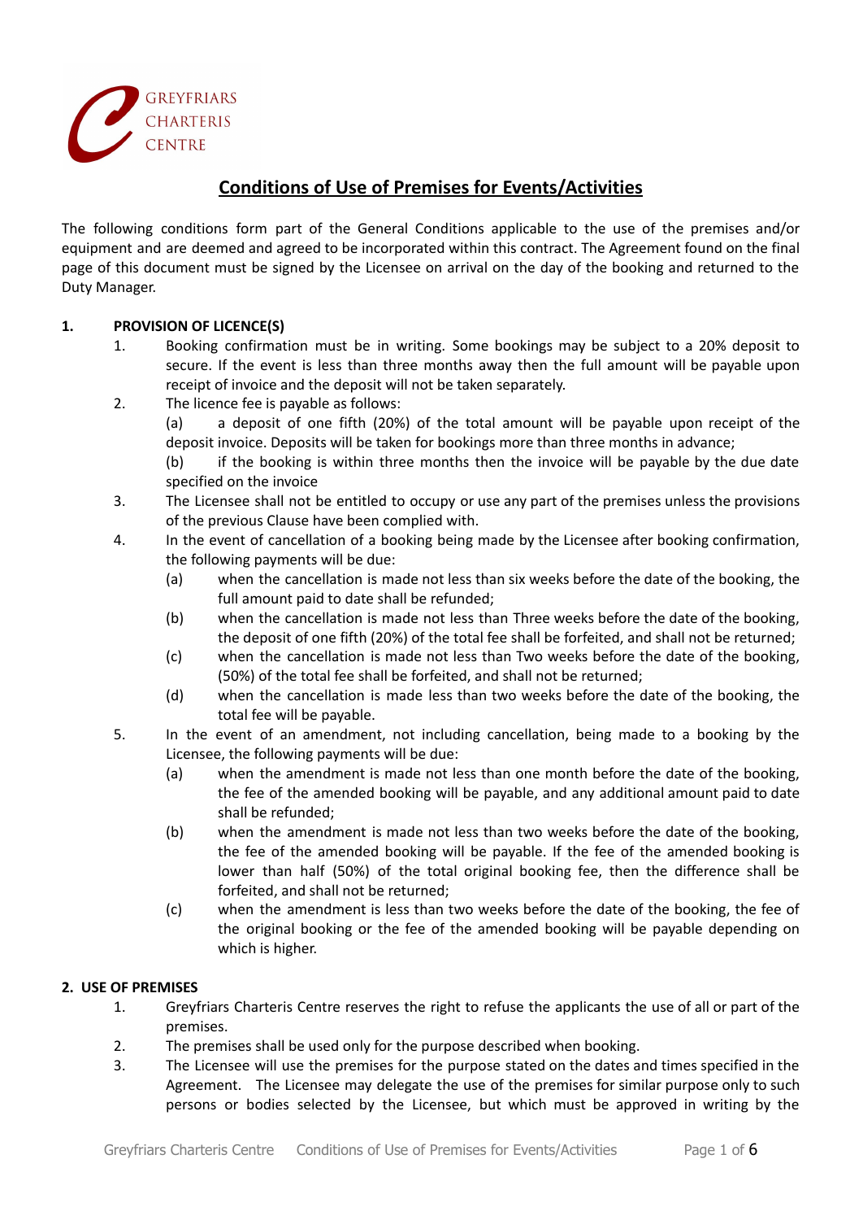GREYFRIARS CHARTERIS CENTRE

# Conditions of Use of Premises for Events/Activities

The following conditions form part of the General Conditions applicable to the use of the premises and/or equipment and are deemed and agreed to be incorporated within this contract. The Agreement found on the final page of this document must be signed by the Licensee on arrival on the day of the booking and returned to the Duty Manager.

## 1. PROVISION OF LICENCE(S)

1. Booking confirmation must be in writing. Some bookings may be subject to a 20% deposit to secure. If the event is less than three months away then the full amount will be payable upon receipt of invoice and the deposit will not be taken separately.
2. The licence fee is payable as follows:
   (a) a deposit of one fifth (20%) of the total amount will be payable upon receipt of the deposit invoice. Deposits will be taken for bookings more than three months in advance;
   (b) if the booking is within three months then the invoice will be payable by the due date specified on the invoice
3. The Licensee shall not be entitled to occupy or use any part of the premises unless the provisions of the previous Clause have been complied with.
4. In the event of cancellation of a booking being made by the Licensee after booking confirmation, the following payments will be due:
   - (a) when the cancellation is made not less than six weeks before the date of the booking, the full amount paid to date shall be refunded;
   - (b) when the cancellation is made not less than Three weeks before the date of the booking, the deposit of one fifth (20%) of the total fee shall be forfeited, and shall not be returned;
   - (c) when the cancellation is made not less than Two weeks before the date of the booking, (50%) of the total fee shall be forfeited, and shall not be returned;
   - (d) when the cancellation is made less than two weeks before the date of the booking, the total fee will be payable.
5. In the event of an amendment, not including cancellation, being made to a booking by the Licensee, the following payments will be due:
   - (a) when the amendment is made not less than one month before the date of the booking, the fee of the amended booking will be payable, and any additional amount paid to date shall be refunded;
   - (b) when the amendment is made not less than two weeks before the date of the booking, the fee of the amended booking will be payable. If the fee of the amended booking is lower than half (50%) of the total original booking fee, then the difference shall be forfeited, and shall not be returned;
   - (c) when the amendment is less than two weeks before the date of the booking, the fee of the original booking or the fee of the amended booking will be payable depending on which is higher.

## 2. USE OF PREMISES

1. Greyfriars Charteris Centre reserves the right to refuse the applicants the use of all or part of the premises.
2. The premises shall be used only for the purpose described when booking.
3. The Licensee will use the premises for the purpose stated on the dates and times specified in the Agreement. The Licensee may delegate the use of the premises for similar purpose only to such persons or bodies selected by the Licensee, but which must be approved in writing by the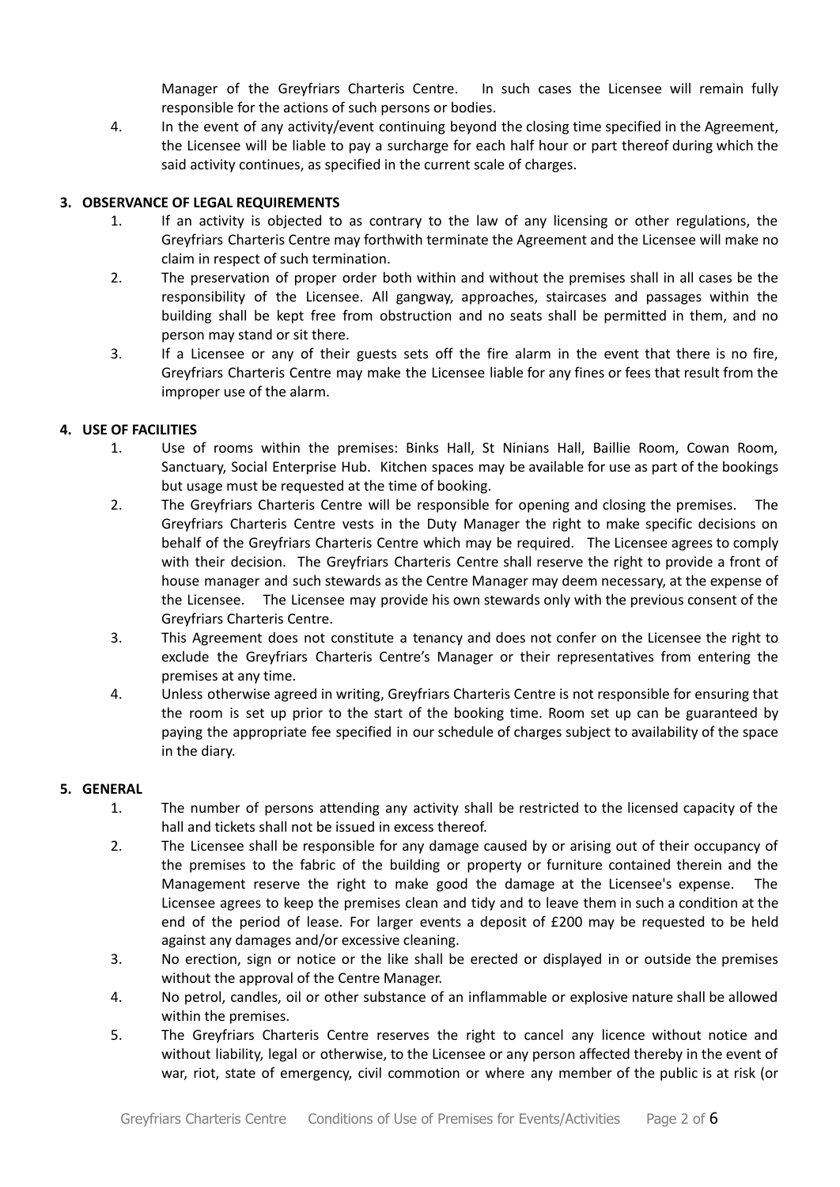Manager of the Greyfriars Charteris Centre. In such cases the Licensee will remain fully responsible for the actions of such persons or bodies.

4. In the event of any activity/event continuing beyond the closing time specified in the Agreement, the Licensee will be liable to pay a surcharge for each half hour or part thereof during which the said activity continues, as specified in the current scale of charges.

## 3. OBSERVANCE OF LEGAL REQUIREMENTS

1. If an activity is objected to as contrary to the law of any licensing or other regulations, the Greyfriars Charteris Centre may forthwith terminate the Agreement and the Licensee will make no claim in respect of such termination.
2. The preservation of proper order both within and without the premises shall in all cases be the responsibility of the Licensee. All gangway, approaches, staircases and passages within the building shall be kept free from obstruction and no seats shall be permitted in them, and no person may stand or sit there.
3. If a Licensee or any of their guests sets off the fire alarm in the event that there is no fire, Greyfriars Charteris Centre may make the Licensee liable for any fines or fees that result from the improper use of the alarm.

## 4. USE OF FACILITIES

1. Use of rooms within the premises: Binks Hall, St Ninians Hall, Baillie Room, Cowan Room, Sanctuary, Social Enterprise Hub. Kitchen spaces may be available for use as part of the bookings but usage must be requested at the time of booking.
2. The Greyfriars Charteris Centre will be responsible for opening and closing the premises. The Greyfriars Charteris Centre vests in the Duty Manager the right to make specific decisions on behalf of the Greyfriars Charteris Centre which may be required. The Licensee agrees to comply with their decision. The Greyfriars Charteris Centre shall reserve the right to provide a front of house manager and such stewards as the Centre Manager may deem necessary, at the expense of the Licensee. The Licensee may provide his own stewards only with the previous consent of the Greyfriars Charteris Centre.
3. This Agreement does not constitute a tenancy and does not confer on the Licensee the right to exclude the Greyfriars Charteris Centre's Manager or their representatives from entering the premises at any time.
4. Unless otherwise agreed in writing, Greyfriars Charteris Centre is not responsible for ensuring that the room is set up prior to the start of the booking time. Room set up can be guaranteed by paying the appropriate fee specified in our schedule of charges subject to availability of the space in the diary.

## 5. GENERAL

1. The number of persons attending any activity shall be restricted to the licensed capacity of the hall and tickets shall not be issued in excess thereof.
2. The Licensee shall be responsible for any damage caused by or arising out of their occupancy of the premises to the fabric of the building or property or furniture contained therein and the Management reserve the right to make good the damage at the Licensee's expense. The Licensee agrees to keep the premises clean and tidy and to leave them in such a condition at the end of the period of lease. For larger events a deposit of £200 may be requested to be held against any damages and/or excessive cleaning.
3. No erection, sign or notice or the like shall be erected or displayed in or outside the premises without the approval of the Centre Manager.
4. No petrol, candles, oil or other substance of an inflammable or explosive nature shall be allowed within the premises.
5. The Greyfriars Charteris Centre reserves the right to cancel any licence without notice and without liability, legal or otherwise, to the Licensee or any person affected thereby in the event of war, riot, state of emergency, civil commotion or where any member of the public is at risk (or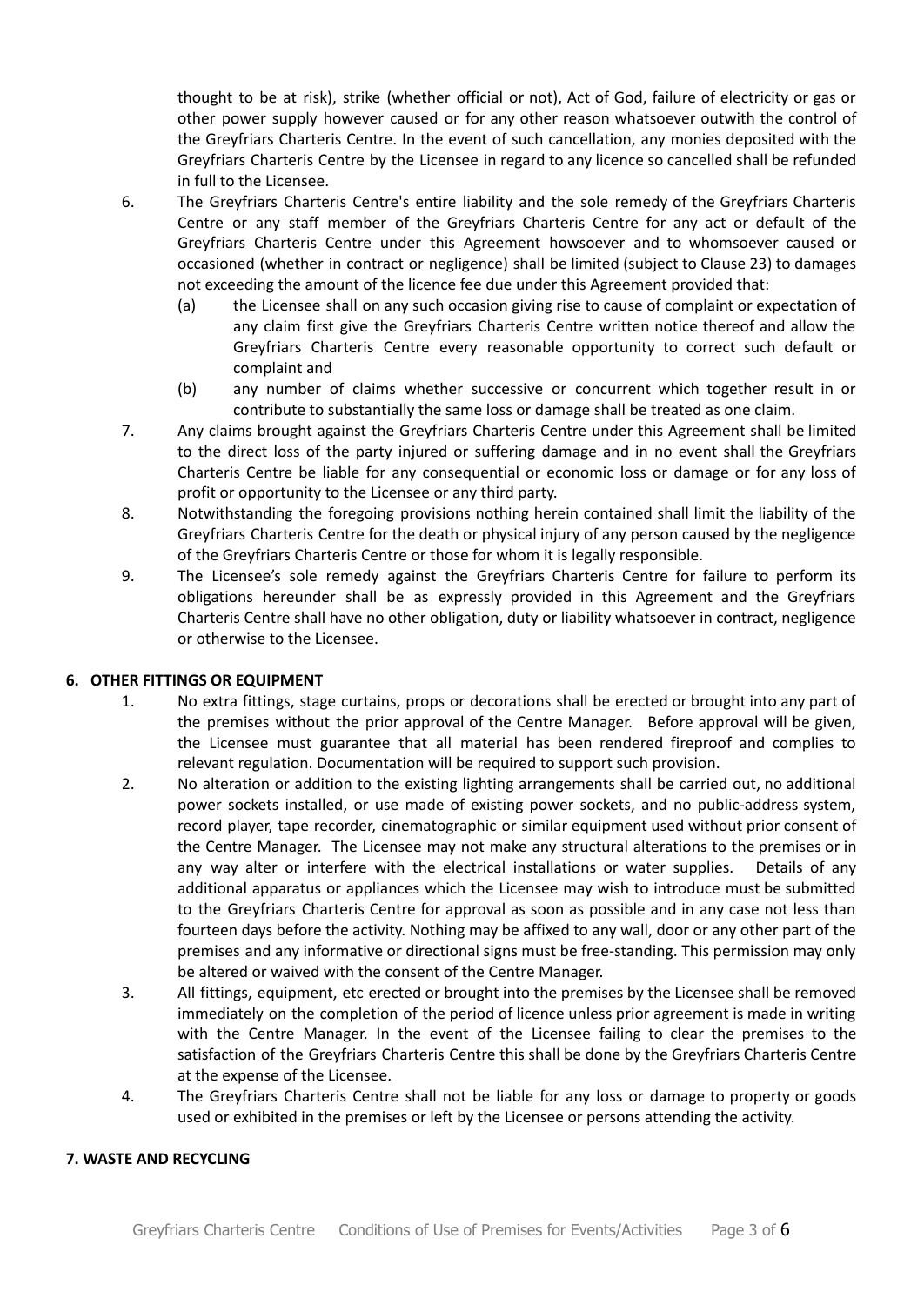thought to be at risk), strike (whether official or not), Act of God, failure of electricity or gas or other power supply however caused or for any other reason whatsoever outwith the control of the Greyfriars Charteris Centre. In the event of such cancellation, any monies deposited with the Greyfriars Charteris Centre by the Licensee in regard to any licence so cancelled shall be refunded in full to the Licensee.

6. The Greyfriars Charteris Centre's entire liability and the sole remedy of the Greyfriars Charteris Centre or any staff member of the Greyfriars Charteris Centre for any act or default of the Greyfriars Charteris Centre under this Agreement howsoever and to whomsoever caused or occasioned (whether in contract or negligence) shall be limited (subject to Clause 23) to damages not exceeding the amount of the licence fee due under this Agreement provided that:
   (a) the Licensee shall on any such occasion giving rise to cause of complaint or expectation of any claim first give the Greyfriars Charteris Centre written notice thereof and allow the Greyfriars Charteris Centre every reasonable opportunity to correct such default or complaint and
   (b) any number of claims whether successive or concurrent which together result in or contribute to substantially the same loss or damage shall be treated as one claim.
7. Any claims brought against the Greyfriars Charteris Centre under this Agreement shall be limited to the direct loss of the party injured or suffering damage and in no event shall the Greyfriars Charteris Centre be liable for any consequential or economic loss or damage or for any loss of profit or opportunity to the Licensee or any third party.
8. Notwithstanding the foregoing provisions nothing herein contained shall limit the liability of the Greyfriars Charteris Centre for the death or physical injury of any person caused by the negligence of the Greyfriars Charteris Centre or those for whom it is legally responsible.
9. The Licensee's sole remedy against the Greyfriars Charteris Centre for failure to perform its obligations hereunder shall be as expressly provided in this Agreement and the Greyfriars Charteris Centre shall have no other obligation, duty or liability whatsoever in contract, negligence or otherwise to the Licensee.

## 6. OTHER FITTINGS OR EQUIPMENT

1. No extra fittings, stage curtains, props or decorations shall be erected or brought into any part of the premises without the prior approval of the Centre Manager. Before approval will be given, the Licensee must guarantee that all material has been rendered fireproof and complies to relevant regulation. Documentation will be required to support such provision.
2. No alteration or addition to the existing lighting arrangements shall be carried out, no additional power sockets installed, or use made of existing power sockets, and no public-address system, record player, tape recorder, cinematographic or similar equipment used without prior consent of the Centre Manager. The Licensee may not make any structural alterations to the premises or in any way alter or interfere with the electrical installations or water supplies. Details of any additional apparatus or appliances which the Licensee may wish to introduce must be submitted to the Greyfriars Charteris Centre for approval as soon as possible and in any case not less than fourteen days before the activity. Nothing may be affixed to any wall, door or any other part of the premises and any informative or directional signs must be free-standing. This permission may only be altered or waived with the consent of the Centre Manager.
3. All fittings, equipment, etc erected or brought into the premises by the Licensee shall be removed immediately on the completion of the period of licence unless prior agreement is made in writing with the Centre Manager. In the event of the Licensee failing to clear the premises to the satisfaction of the Greyfriars Charteris Centre this shall be done by the Greyfriars Charteris Centre at the expense of the Licensee.
4. The Greyfriars Charteris Centre shall not be liable for any loss or damage to property or goods used or exhibited in the premises or left by the Licensee or persons attending the activity.

## 7. WASTE AND RECYCLING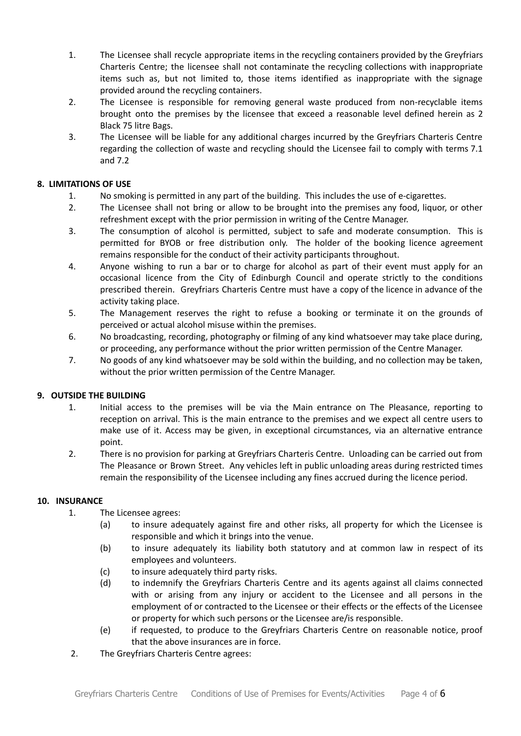1. The Licensee shall recycle appropriate items in the recycling containers provided by the Greyfriars Charteris Centre; the licensee shall not contaminate the recycling collections with inappropriate items such as, but not limited to, those items identified as inappropriate with the signage provided around the recycling containers.
2. The Licensee is responsible for removing general waste produced from non-recyclable items brought onto the premises by the licensee that exceed a reasonable level defined herein as 2 Black 75 litre Bags.
3. The Licensee will be liable for any additional charges incurred by the Greyfriars Charteris Centre regarding the collection of waste and recycling should the Licensee fail to comply with terms 7.1 and 7.2

**8. LIMITATIONS OF USE**

1. No smoking is permitted in any part of the building. This includes the use of e-cigarettes.
2. The Licensee shall not bring or allow to be brought into the premises any food, liquor, or other refreshment except with the prior permission in writing of the Centre Manager.
3. The consumption of alcohol is permitted, subject to safe and moderate consumption. This is permitted for BYOB or free distribution only. The holder of the booking licence agreement remains responsible for the conduct of their activity participants throughout.
4. Anyone wishing to run a bar or to charge for alcohol as part of their event must apply for an occasional licence from the City of Edinburgh Council and operate strictly to the conditions prescribed therein. Greyfriars Charteris Centre must have a copy of the licence in advance of the activity taking place.
5. The Management reserves the right to refuse a booking or terminate it on the grounds of perceived or actual alcohol misuse within the premises.
6. No broadcasting, recording, photography or filming of any kind whatsoever may take place during, or proceeding, any performance without the prior written permission of the Centre Manager.
7. No goods of any kind whatsoever may be sold within the building, and no collection may be taken, without the prior written permission of the Centre Manager.

**9. OUTSIDE THE BUILDING**

1. Initial access to the premises will be via the Main entrance on The Pleasance, reporting to reception on arrival. This is the main entrance to the premises and we expect all centre users to make use of it. Access may be given, in exceptional circumstances, via an alternative entrance point.
2. There is no provision for parking at Greyfriars Charteris Centre. Unloading can be carried out from The Pleasance or Brown Street. Any vehicles left in public unloading areas during restricted times remain the responsibility of the Licensee including any fines accrued during the licence period.

**10. INSURANCE**

1. The Licensee agrees:
   (a) to insure adequately against fire and other risks, all property for which the Licensee is responsible and which it brings into the venue.
   (b) to insure adequately its liability both statutory and at common law in respect of its employees and volunteers.
   (c) to insure adequately third party risks.
   (d) to indemnify the Greyfriars Charteris Centre and its agents against all claims connected with or arising from any injury or accident to the Licensee and all persons in the employment of or contracted to the Licensee or their effects or the effects of the Licensee or property for which such persons or the Licensee are/is responsible.
   (e) if requested, to produce to the Greyfriars Charteris Centre on reasonable notice, proof that the above insurances are in force.
2. The Greyfriars Charteris Centre agrees: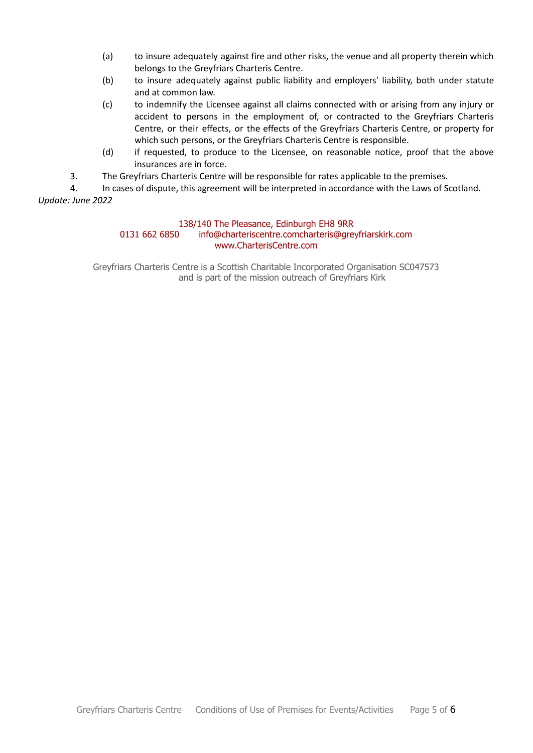(a) to insure adequately against fire and other risks, the venue and all property therein which belongs to the Greyfriars Charteris Centre.

(b) to insure adequately against public liability and employers' liability, both under statute and at common law.

(c) to indemnify the Licensee against all claims connected with or arising from any injury or accident to persons in the employment of, or contracted to the Greyfriars Charteris Centre, or their effects, or the effects of the Greyfriars Charteris Centre, or property for which such persons, or the Greyfriars Charteris Centre is responsible.

(d) if requested, to produce to the Licensee, on reasonable notice, proof that the above insurances are in force.

3. The Greyfriars Charteris Centre will be responsible for rates applicable to the premises.

4. In cases of dispute, this agreement will be interpreted in accordance with the Laws of Scotland.

*Update: June 2022*

138/140 The Pleasance, Edinburgh EH8 9RR
0131 662 6850 info@charteriscentre.comcharteris@greyfriarskirk.com
www.CharterisCentre.com

Greyfriars Charteris Centre is a Scottish Charitable Incorporated Organisation SC047573
and is part of the mission outreach of Greyfriars Kirk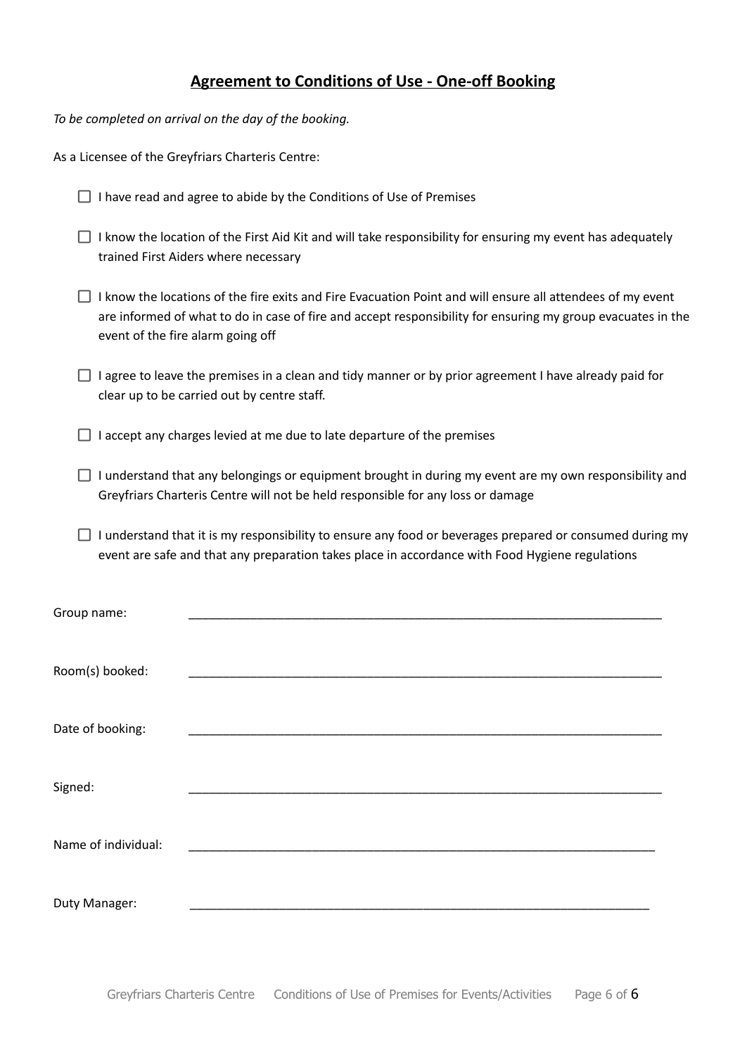## **Agreement to Conditions of Use - One-off Booking**

*To be completed on arrival on the day of the booking.*

As a Licensee of the Greyfriars Charteris Centre:

- ☐ I have read and agree to abide by the Conditions of Use of Premises
- ☐ I know the location of the First Aid Kit and will take responsibility for ensuring my event has adequately trained First Aiders where necessary
- ☐ I know the locations of the fire exits and Fire Evacuation Point and will ensure all attendees of my event are informed of what to do in case of fire and accept responsibility for ensuring my group evacuates in the event of the fire alarm going off
- ☐ I agree to leave the premises in a clean and tidy manner or by prior agreement I have already paid for clear up to be carried out by centre staff.
- ☐ I accept any charges levied at me due to late departure of the premises
- ☐ I understand that any belongings or equipment brought in during my event are my own responsibility and Greyfriars Charteris Centre will not be held responsible for any loss or damage
- ☐ I understand that it is my responsibility to ensure any food or beverages prepared or consumed during my event are safe and that any preparation takes place in accordance with Food Hygiene regulations

Group name: ______________________________________________________________________

Room(s) booked: ______________________________________________________________________

Date of booking: ______________________________________________________________________

Signed: ______________________________________________________________________

Name of individual: _____________________________________________________________________

Duty Manager: ____________________________________________________________________